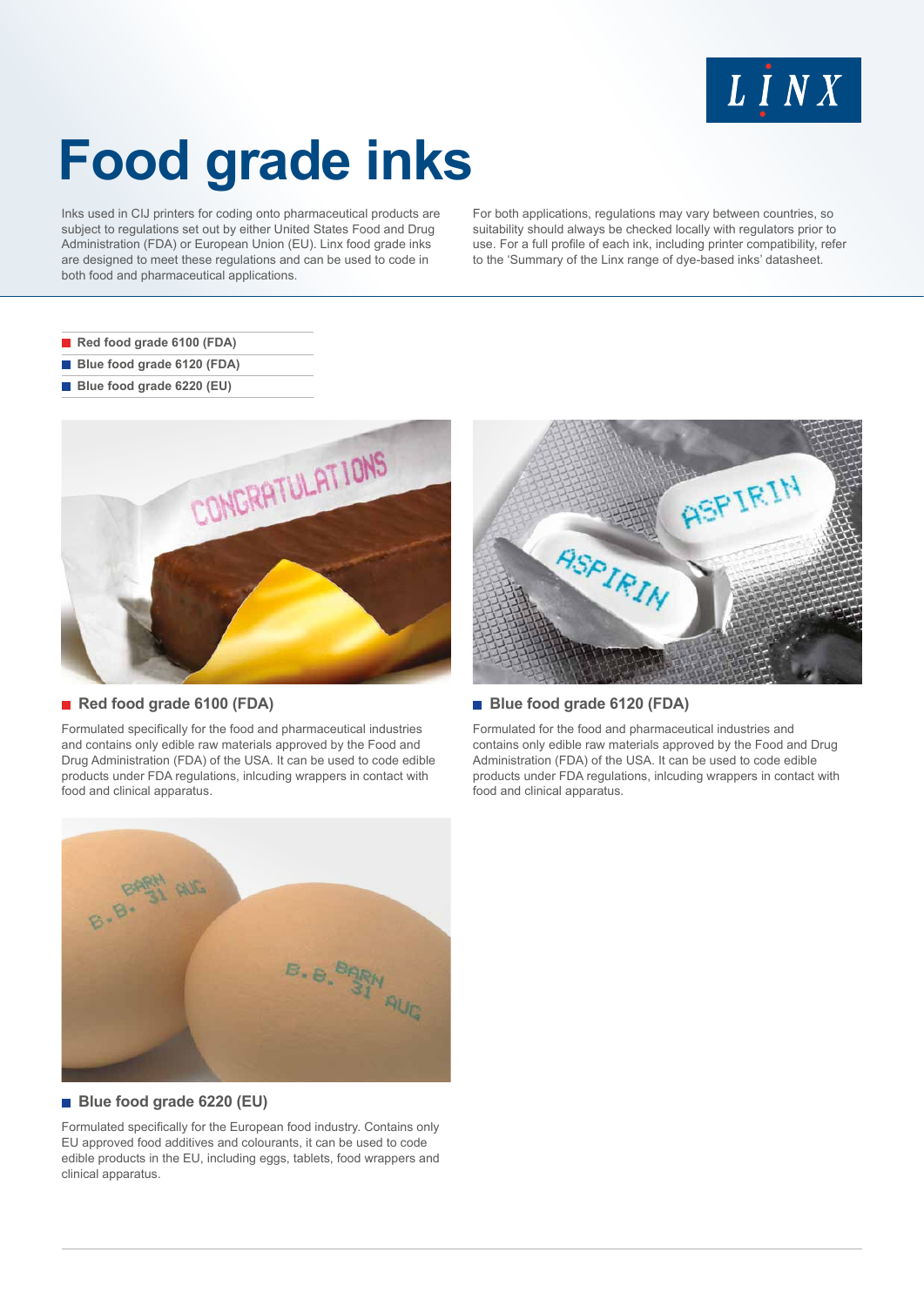# Food grade inks

Inks used in CIJ printers for coding onto pharmaceutical products are subject to regulations set out by either United States Food and Drug Administration (FDA) or European Union (EU). Linx food grade inks are designed to meet these regulations and can be used to code in both food and pharmaceutical applications.

For both applications, regulations may vary between countries, so suitability should always be checked locally with regulators prior to use. For a full profile of each ink, including printer compatibility, refer to the 'Summary of the Linx range of dye-based inks' datasheet.

- **Red food grade 6100 (FDA)**
- **Blue food grade 6120 (FDA)**
- **Blue food grade 6220 (EU)**

## Red food grade 6100 (FDA)

Formulated specifically for the food and pharmaceutical industries and contains only edible raw materials approved by the Food and Drug Administration (FDA) of the USA. It can be used to code edible products under FDA regulations, inlcuding wrappers in contact with food and clinical apparatus.

## Blue food grade 6120 (FDA)

Formulated for the food and pharmaceutical industries and contains only edible raw materials approved by the Food and Drug Administration (FDA) of the USA. It can be used to code edible products under FDA regulations, inlcuding wrappers in contact with food and clinical apparatus.

## Blue food grade 6220 (EU)

Formulated specifically for the European food industry. Contains only EU approved food additives and colourants, it can be used to code edible products in the EU, including eggs, tablets, food wrappers and clinical apparatus.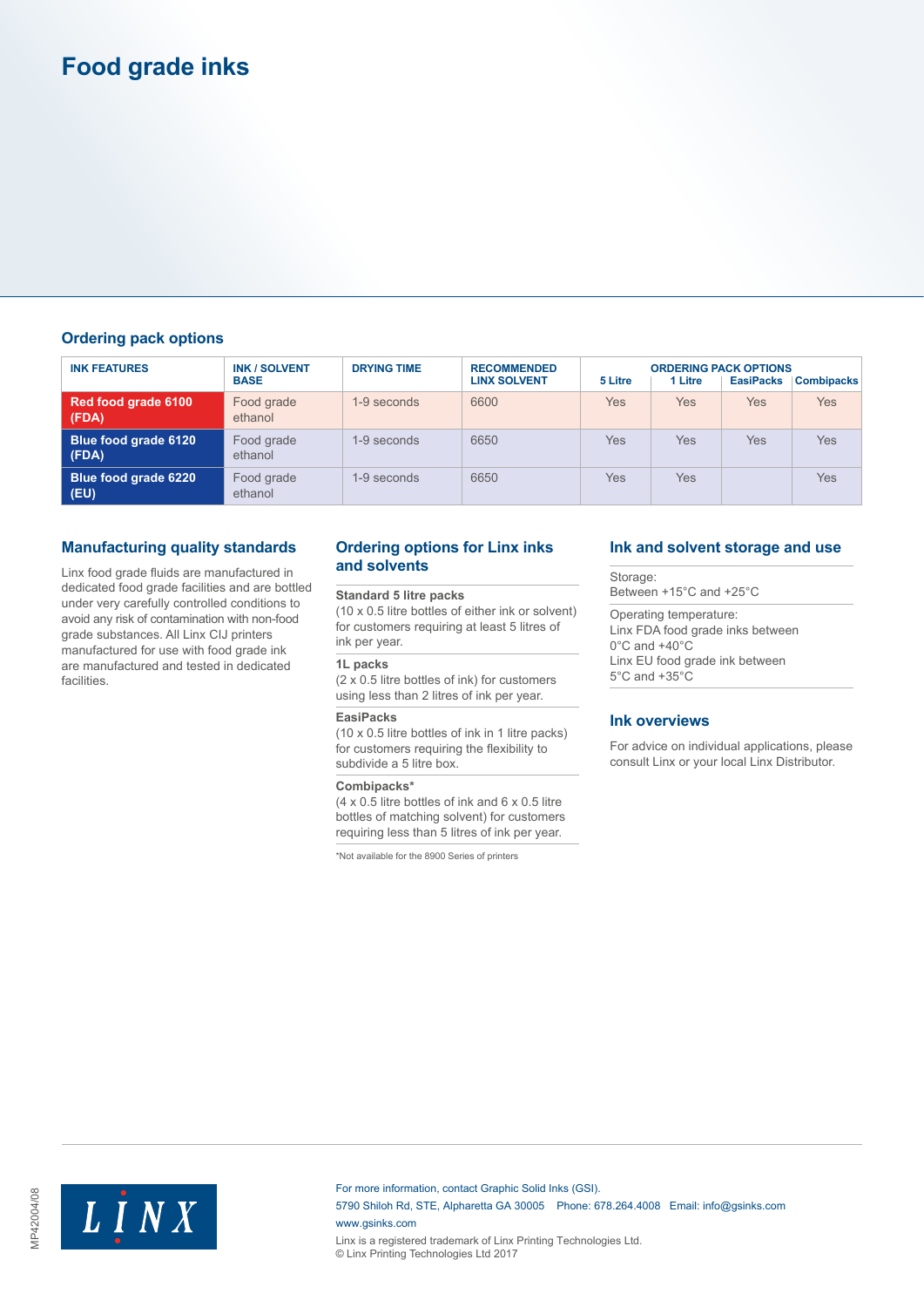# Food grade inks

## Ordering pack options

| INK FEATURES | INK / SOLVENT BASE | DRYING TIME | RECOMMENDED LINX SOLVENT | ORDERING PACK OPTIONS | | | |
|---|---|---|---|---|---|---|---|
| | | | | 5 Litre | 1 Litre | EasiPacks | Combipacks |
| **Red food grade 6100 (FDA)** | Food grade ethanol | 1-9 seconds | 6600 | Yes | Yes | Yes | Yes |
| **Blue food grade 6120 (FDA)** | Food grade ethanol | 1-9 seconds | 6650 | Yes | Yes | Yes | Yes |
| **Blue food grade 6220 (EU)** | Food grade ethanol | 1-9 seconds | 6650 | Yes | Yes | | Yes |

## Manufacturing quality standards

Linx food grade fluids are manufactured in dedicated food grade facilities and are bottled under very carefully controlled conditions to avoid any risk of contamination with non-food grade substances. All Linx CIJ printers manufactured for use with food grade ink are manufactured and tested in dedicated facilities.

## Ordering options for Linx inks and solvents

**Standard 5 litre packs**
(10 x 0.5 litre bottles of either ink or solvent) for customers requiring at least 5 litres of ink per year.

**1L packs**
(2 x 0.5 litre bottles of ink) for customers using less than 2 litres of ink per year.

**EasiPacks**
(10 x 0.5 litre bottles of ink in 1 litre packs) for customers requiring the flexibility to subdivide a 5 litre box.

**Combipacks***
(4 x 0.5 litre bottles of ink and 6 x 0.5 litre bottles of matching solvent) for customers requiring less than 5 litres of ink per year.

*Not available for the 8900 Series of printers

## Ink and solvent storage and use

Storage:
Between +15°C and +25°C

Operating temperature:
Linx FDA food grade inks between 0°C and +40°C
Linx EU food grade ink between 5°C and +35°C

## Ink overviews

For advice on individual applications, please consult Linx or your local Linx Distributor.

MP42004/08

LINX

For more information, contact Graphic Solid Inks (GSI).
5790 Shiloh Rd, STE, Alpharetta GA 30005 Phone: 678.264.4008 Email: info@gsinks.com
www.gsinks.com

Linx is a registered trademark of Linx Printing Technologies Ltd.
© Linx Printing Technologies Ltd 2017